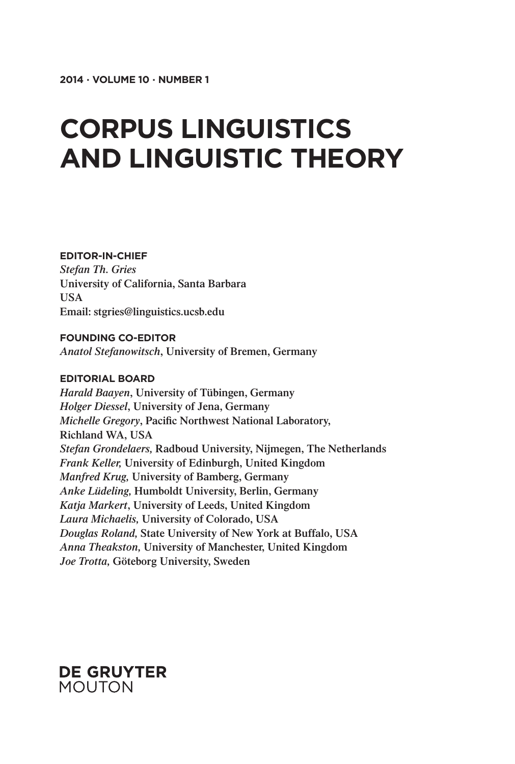**2014 · VOLUME 10 · NUMBER 1**

# CORPUS LINGUISTICS AND LINGUISTIC THEORY

**EDITOR-IN-CHIEF**
*Stefan Th. Gries*
University of California, Santa Barbara
USA
Email: stgries@linguistics.ucsb.edu

**FOUNDING CO-EDITOR**
*Anatol Stefanowitsch*, University of Bremen, Germany

**EDITORIAL BOARD**
*Harald Baayen*, University of Tübingen, Germany
*Holger Diessel*, University of Jena, Germany
*Michelle Gregory*, Pacific Northwest National Laboratory, Richland WA, USA
*Stefan Grondelaers,* Radboud University, Nijmegen, The Netherlands
*Frank Keller,* University of Edinburgh, United Kingdom
*Manfred Krug,* University of Bamberg, Germany
*Anke Lüdeling,* Humboldt University, Berlin, Germany
*Katja Markert*, University of Leeds, United Kingdom
*Laura Michaelis,* University of Colorado, USA
*Douglas Roland,* State University of New York at Buffalo, USA
*Anna Theakston,* University of Manchester, United Kingdom
*Joe Trotta,* Göteborg University, Sweden

**DE GRUYTER**
MOUTON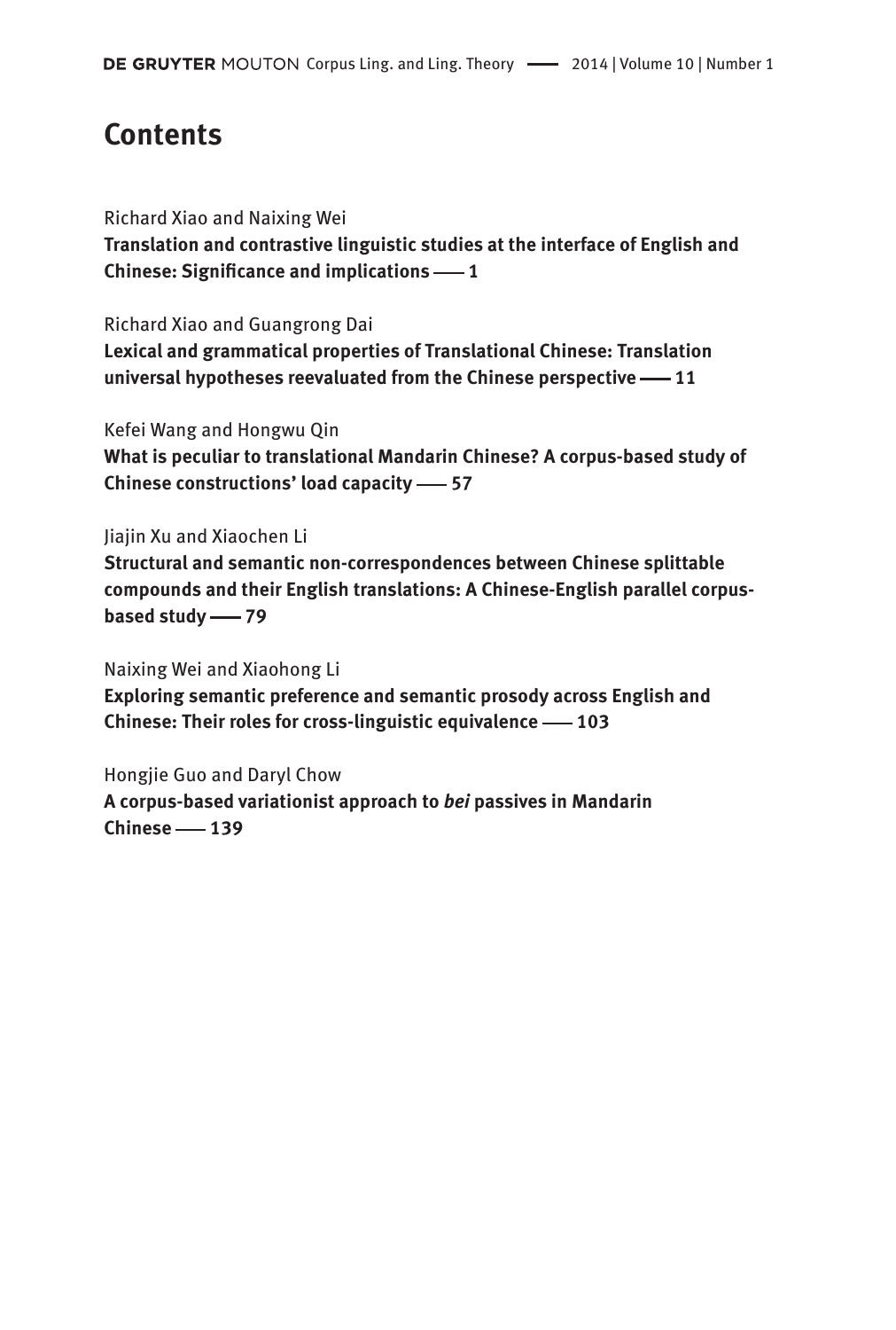# Contents

Richard Xiao and Naixing Wei
**Translation and contrastive linguistic studies at the interface of English and Chinese: Significance and implications —— 1**

Richard Xiao and Guangrong Dai
**Lexical and grammatical properties of Translational Chinese: Translation universal hypotheses reevaluated from the Chinese perspective —— 11**

Kefei Wang and Hongwu Qin
**What is peculiar to translational Mandarin Chinese? A corpus-based study of Chinese constructions' load capacity —— 57**

Jiajin Xu and Xiaochen Li
**Structural and semantic non-correspondences between Chinese splittable compounds and their English translations: A Chinese-English parallel corpus-based study —— 79**

Naixing Wei and Xiaohong Li
**Exploring semantic preference and semantic prosody across English and Chinese: Their roles for cross-linguistic equivalence —— 103**

Hongjie Guo and Daryl Chow
**A corpus-based variationist approach to *bei* passives in Mandarin Chinese —— 139**